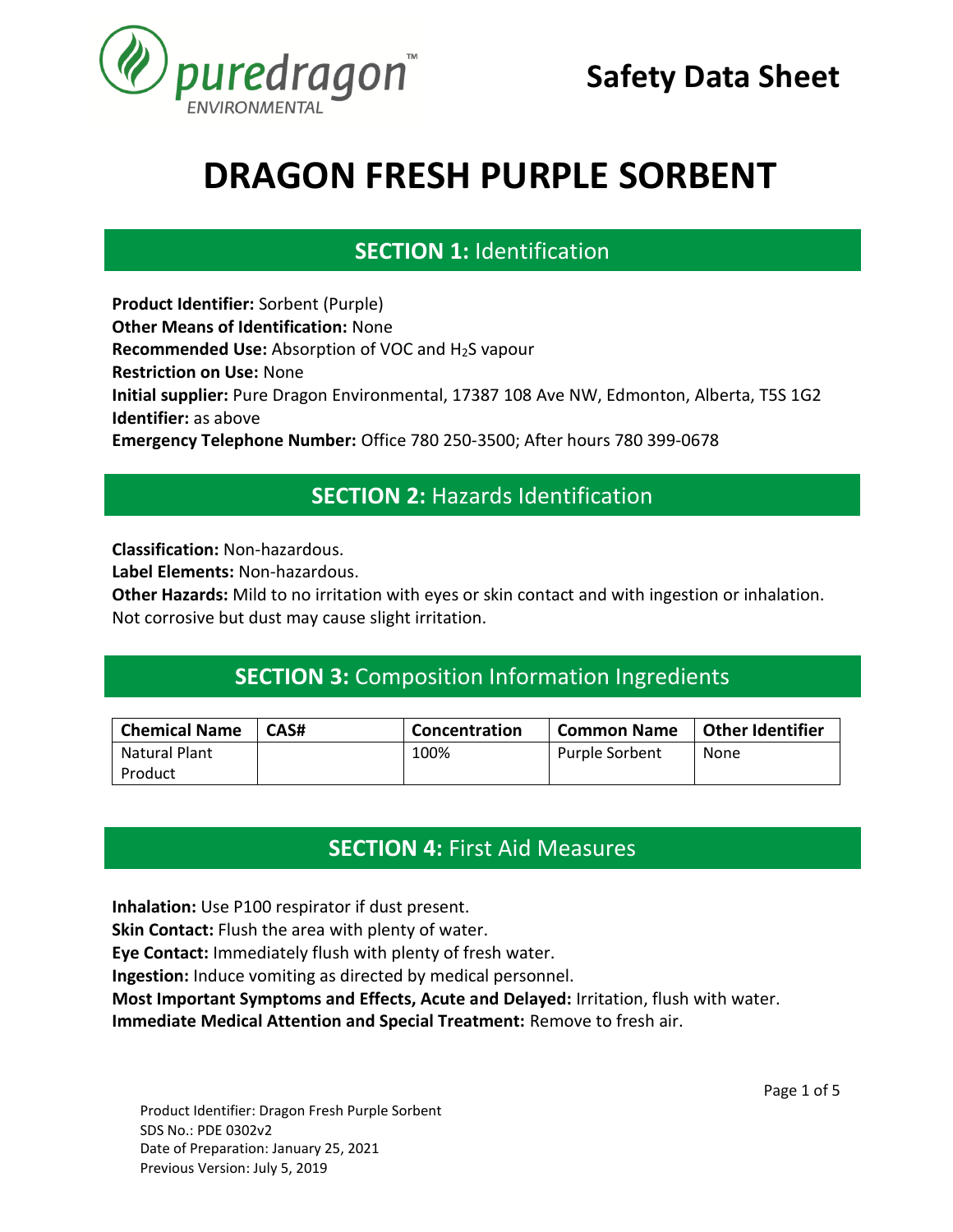puredragon™ ENVIRONMENTAL

**Safety Data Sheet**

# DRAGON FRESH PURPLE SORBENT

## SECTION 1: Identification

**Product Identifier:** Sorbent (Purple)
**Other Means of Identification:** None
**Recommended Use:** Absorption of VOC and $H_2S$ vapour
**Restriction on Use:** None
**Initial supplier:** Pure Dragon Environmental, 17387 108 Ave NW, Edmonton, Alberta, T5S 1G2
**Identifier:** as above
**Emergency Telephone Number:** Office 780 250-3500; After hours 780 399-0678

## SECTION 2: Hazards Identification

**Classification:** Non-hazardous.
**Label Elements:** Non-hazardous.
**Other Hazards:** Mild to no irritation with eyes or skin contact and with ingestion or inhalation. Not corrosive but dust may cause slight irritation.

## SECTION 3: Composition Information Ingredients

| Chemical Name | CAS# | Concentration | Common Name | Other Identifier |
| --- | --- | --- | --- | --- |
| Natural Plant Product | | 100% | Purple Sorbent | None |

## SECTION 4: First Aid Measures

**Inhalation:** Use P100 respirator if dust present.
**Skin Contact:** Flush the area with plenty of water.
**Eye Contact:** Immediately flush with plenty of fresh water.
**Ingestion:** Induce vomiting as directed by medical personnel.
**Most Important Symptoms and Effects, Acute and Delayed:** Irritation, flush with water.
**Immediate Medical Attention and Special Treatment:** Remove to fresh air.

Product Identifier: Dragon Fresh Purple Sorbent
SDS No.: PDE 0302v2
Date of Preparation: January 25, 2021
Previous Version: July 5, 2019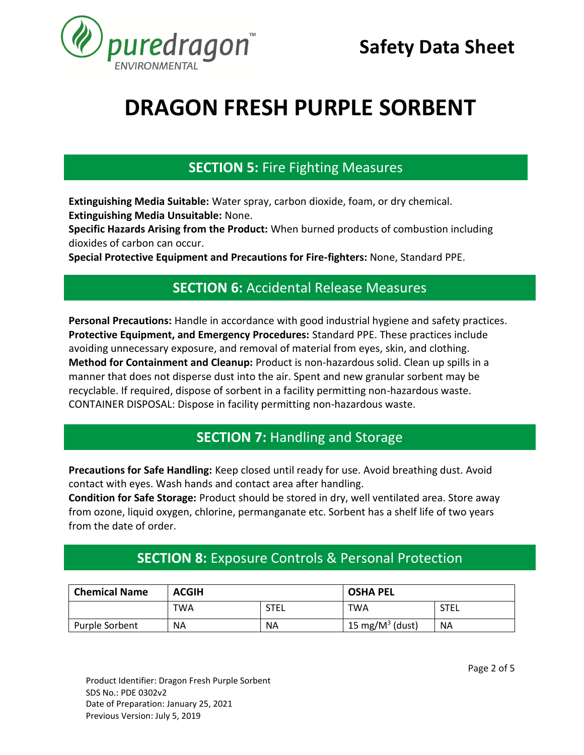# DRAGON FRESH PURPLE SORBENT

## SECTION 5: Fire Fighting Measures

**Extinguishing Media Suitable:** Water spray, carbon dioxide, foam, or dry chemical.
**Extinguishing Media Unsuitable:** None.
**Specific Hazards Arising from the Product:** When burned products of combustion including dioxides of carbon can occur.
**Special Protective Equipment and Precautions for Fire-fighters:** None, Standard PPE.

## SECTION 6: Accidental Release Measures

**Personal Precautions:** Handle in accordance with good industrial hygiene and safety practices.
**Protective Equipment, and Emergency Procedures:** Standard PPE. These practices include avoiding unnecessary exposure, and removal of material from eyes, skin, and clothing.
**Method for Containment and Cleanup:** Product is non-hazardous solid. Clean up spills in a manner that does not disperse dust into the air. Spent and new granular sorbent may be recyclable. If required, dispose of sorbent in a facility permitting non-hazardous waste. CONTAINER DISPOSAL: Dispose in facility permitting non-hazardous waste.

## SECTION 7: Handling and Storage

**Precautions for Safe Handling:** Keep closed until ready for use. Avoid breathing dust. Avoid contact with eyes. Wash hands and contact area after handling.
**Condition for Safe Storage:** Product should be stored in dry, well ventilated area. Store away from ozone, liquid oxygen, chlorine, permanganate etc. Sorbent has a shelf life of two years from the date of order.

## SECTION 8: Exposure Controls & Personal Protection

| Chemical Name | ACGIH | | OSHA PEL | |
|---|---|---|---|---|
| | TWA | STEL | TWA | STEL |
| Purple Sorbent | NA | NA | 15 mg/M$^3$ (dust) | NA |

Product Identifier: Dragon Fresh Purple Sorbent
SDS No.: PDE 0302v2
Date of Preparation: January 25, 2021
Previous Version: July 5, 2019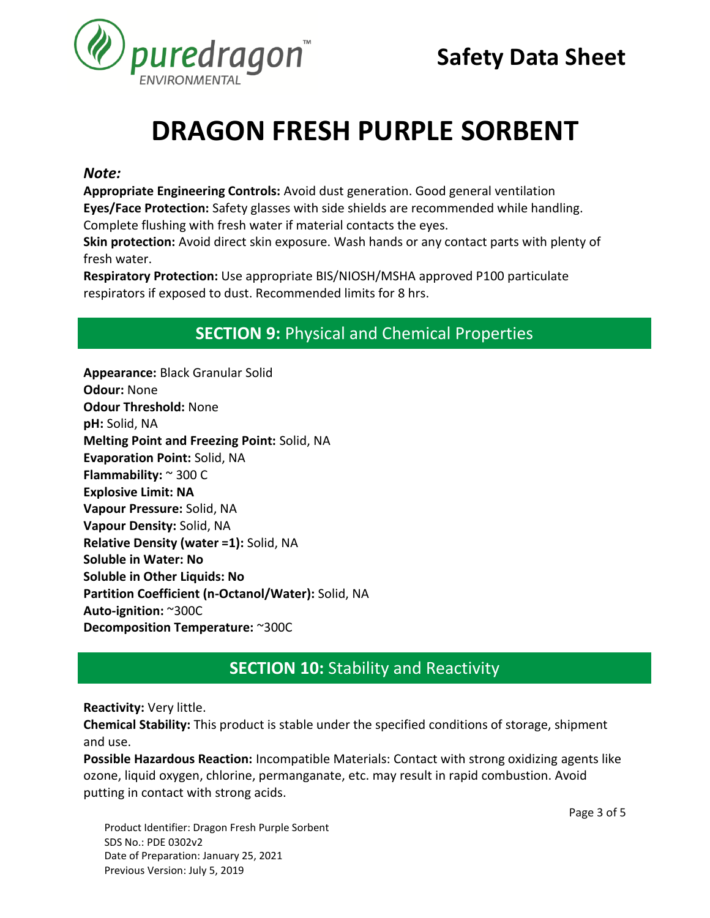# DRAGON FRESH PURPLE SORBENT

### *Note:*

**Appropriate Engineering Controls:** Avoid dust generation. Good general ventilation
**Eyes/Face Protection:** Safety glasses with side shields are recommended while handling. Complete flushing with fresh water if material contacts the eyes.
**Skin protection:** Avoid direct skin exposure. Wash hands or any contact parts with plenty of fresh water.
**Respiratory Protection:** Use appropriate BIS/NIOSH/MSHA approved P100 particulate respirators if exposed to dust. Recommended limits for 8 hrs.

## SECTION 9: Physical and Chemical Properties

**Appearance:** Black Granular Solid
**Odour:** None
**Odour Threshold:** None
**pH:** Solid, NA
**Melting Point and Freezing Point:** Solid, NA
**Evaporation Point:** Solid, NA
**Flammability:** ~ 300 C
**Explosive Limit: NA**
**Vapour Pressure:** Solid, NA
**Vapour Density:** Solid, NA
**Relative Density (water =1):** Solid, NA
**Soluble in Water: No**
**Soluble in Other Liquids: No**
**Partition Coefficient (n-Octanol/Water):** Solid, NA
**Auto-ignition:** ~300C
**Decomposition Temperature:** ~300C

## SECTION 10: Stability and Reactivity

**Reactivity:** Very little.
**Chemical Stability:** This product is stable under the specified conditions of storage, shipment and use.
**Possible Hazardous Reaction:** Incompatible Materials: Contact with strong oxidizing agents like ozone, liquid oxygen, chlorine, permanganate, etc. may result in rapid combustion. Avoid putting in contact with strong acids.

Product Identifier: Dragon Fresh Purple Sorbent
SDS No.: PDE 0302v2
Date of Preparation: January 25, 2021
Previous Version: July 5, 2019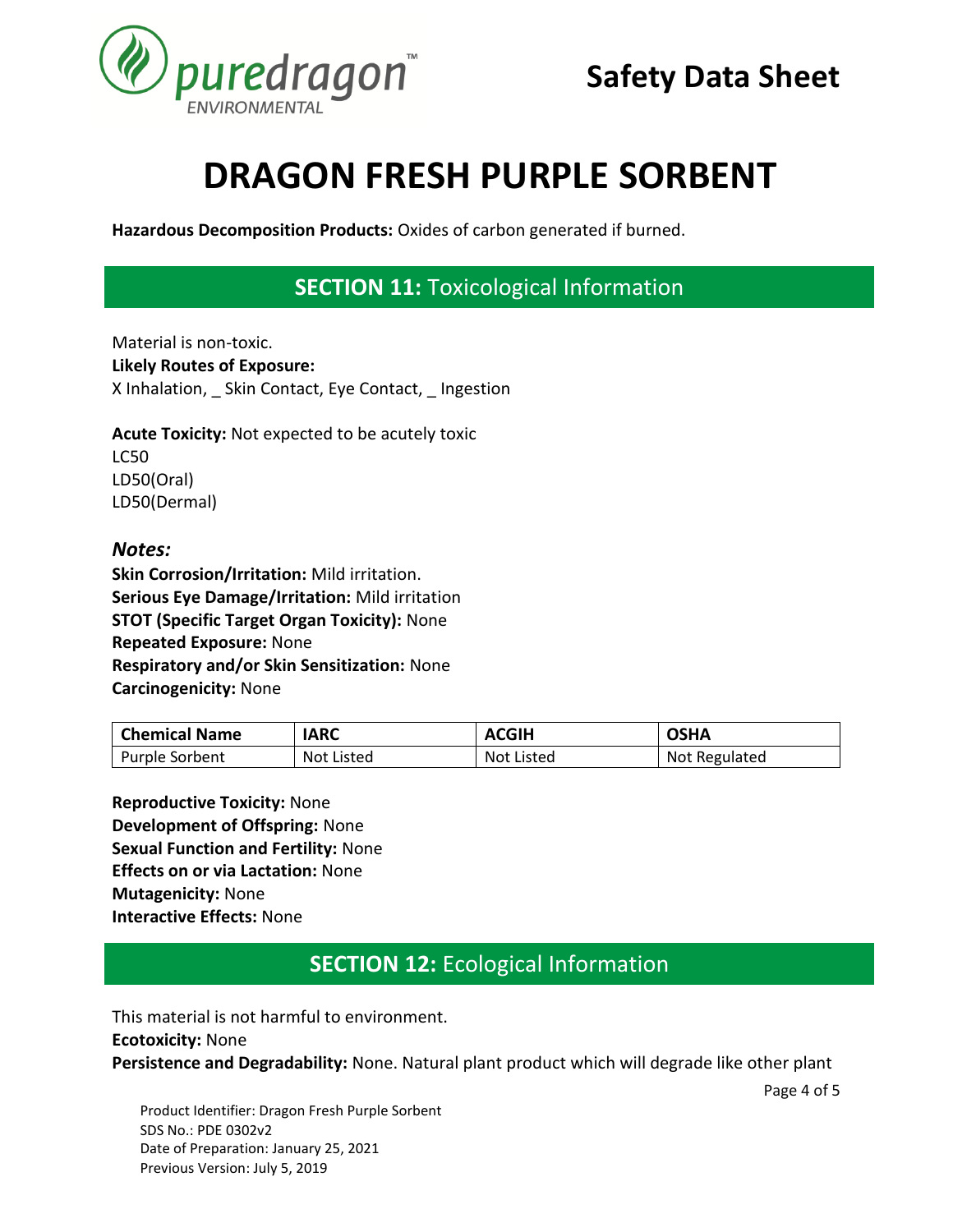# DRAGON FRESH PURPLE SORBENT

**Hazardous Decomposition Products:** Oxides of carbon generated if burned.

## SECTION 11: Toxicological Information

Material is non-toxic.
**Likely Routes of Exposure:**
X Inhalation, _ Skin Contact, Eye Contact, _ Ingestion

**Acute Toxicity:** Not expected to be acutely toxic
LC50
LD50(Oral)
LD50(Dermal)

### *Notes:*

**Skin Corrosion/Irritation:** Mild irritation.
**Serious Eye Damage/Irritation:** Mild irritation
**STOT (Specific Target Organ Toxicity):** None
**Repeated Exposure:** None
**Respiratory and/or Skin Sensitization:** None
**Carcinogenicity:** None

| Chemical Name | IARC | ACGIH | OSHA |
| --- | --- | --- | --- |
| Purple Sorbent | Not Listed | Not Listed | Not Regulated |

**Reproductive Toxicity:** None
**Development of Offspring:** None
**Sexual Function and Fertility:** None
**Effects on or via Lactation:** None
**Mutagenicity:** None
**Interactive Effects:** None

## SECTION 12: Ecological Information

This material is not harmful to environment.
**Ecotoxicity:** None
**Persistence and Degradability:** None. Natural plant product which will degrade like other plant

Product Identifier: Dragon Fresh Purple Sorbent
SDS No.: PDE 0302v2
Date of Preparation: January 25, 2021
Previous Version: July 5, 2019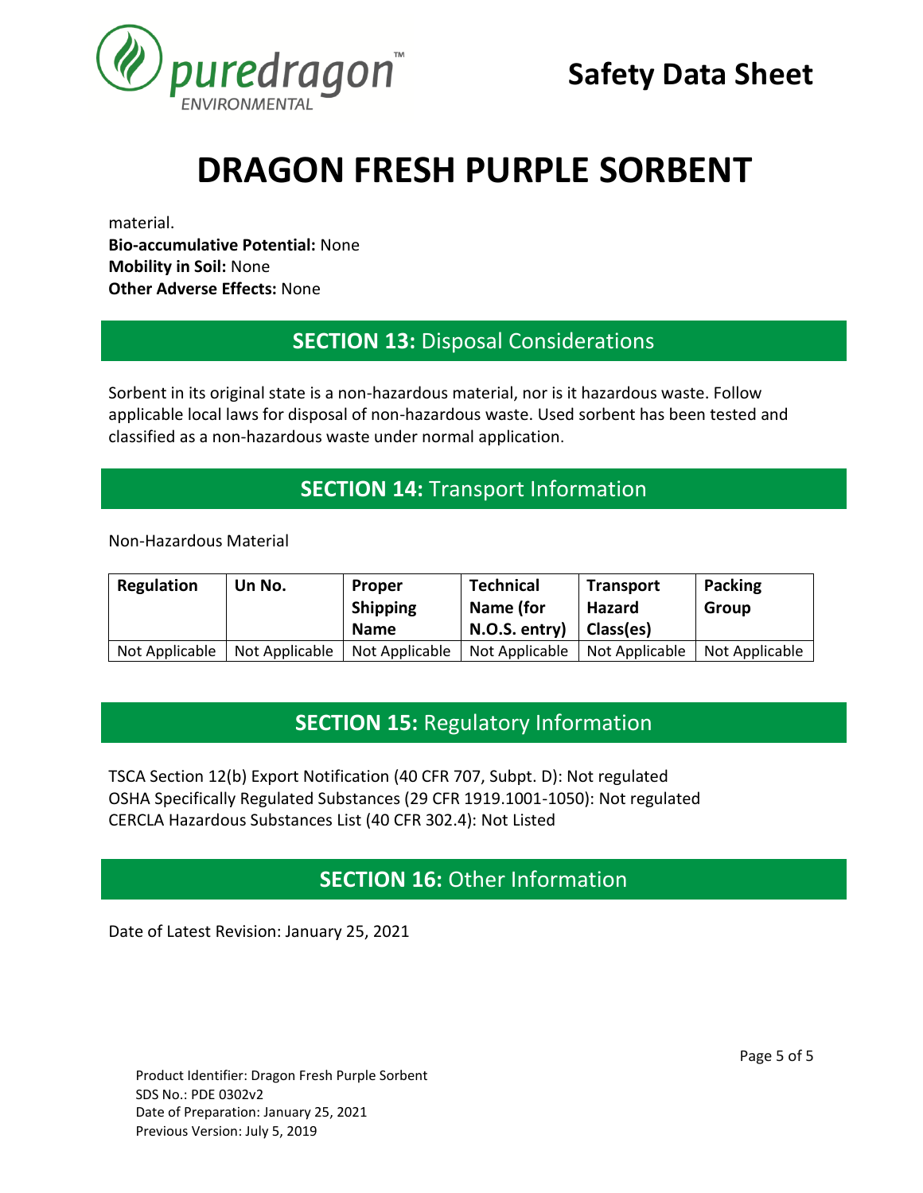material.

**Bio-accumulative Potential:** None
**Mobility in Soil:** None
**Other Adverse Effects:** None

## SECTION 13: Disposal Considerations

Sorbent in its original state is a non-hazardous material, nor is it hazardous waste. Follow applicable local laws for disposal of non-hazardous waste. Used sorbent has been tested and classified as a non-hazardous waste under normal application.

## SECTION 14: Transport Information

Non-Hazardous Material

| Regulation | Un No. | Proper Shipping Name | Technical Name (for N.O.S. entry) | Transport Hazard Class(es) | Packing Group |
|---|---|---|---|---|---|
| Not Applicable | Not Applicable | Not Applicable | Not Applicable | Not Applicable | Not Applicable |

## SECTION 15: Regulatory Information

TSCA Section 12(b) Export Notification (40 CFR 707, Subpt. D): Not regulated
OSHA Specifically Regulated Substances (29 CFR 1919.1001-1050): Not regulated
CERCLA Hazardous Substances List (40 CFR 302.4): Not Listed

## SECTION 16: Other Information

Date of Latest Revision: January 25, 2021

Product Identifier: Dragon Fresh Purple Sorbent
SDS No.: PDE 0302v2
Date of Preparation: January 25, 2021
Previous Version: July 5, 2019